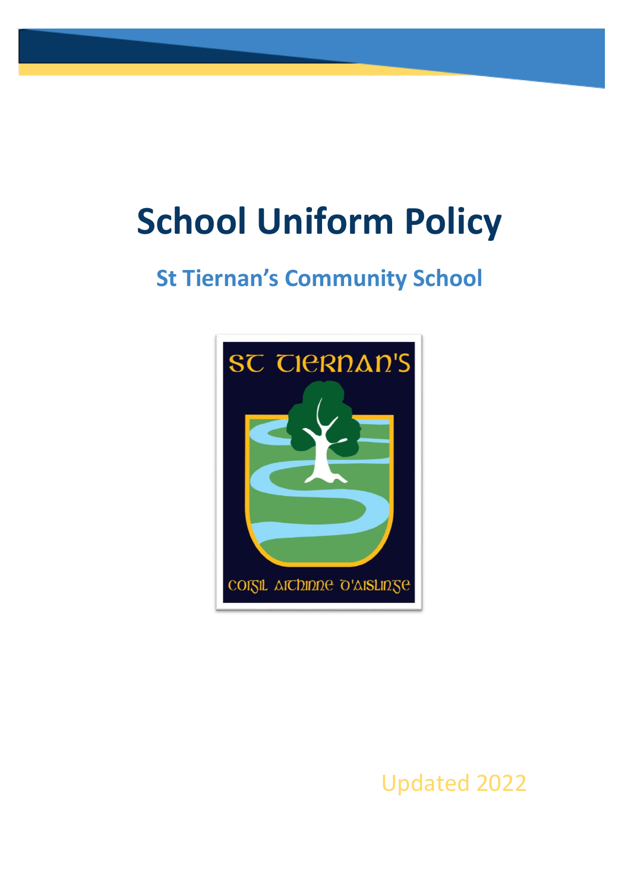# School Uniform Policy

## St Tiernan's Community School

Updated 2022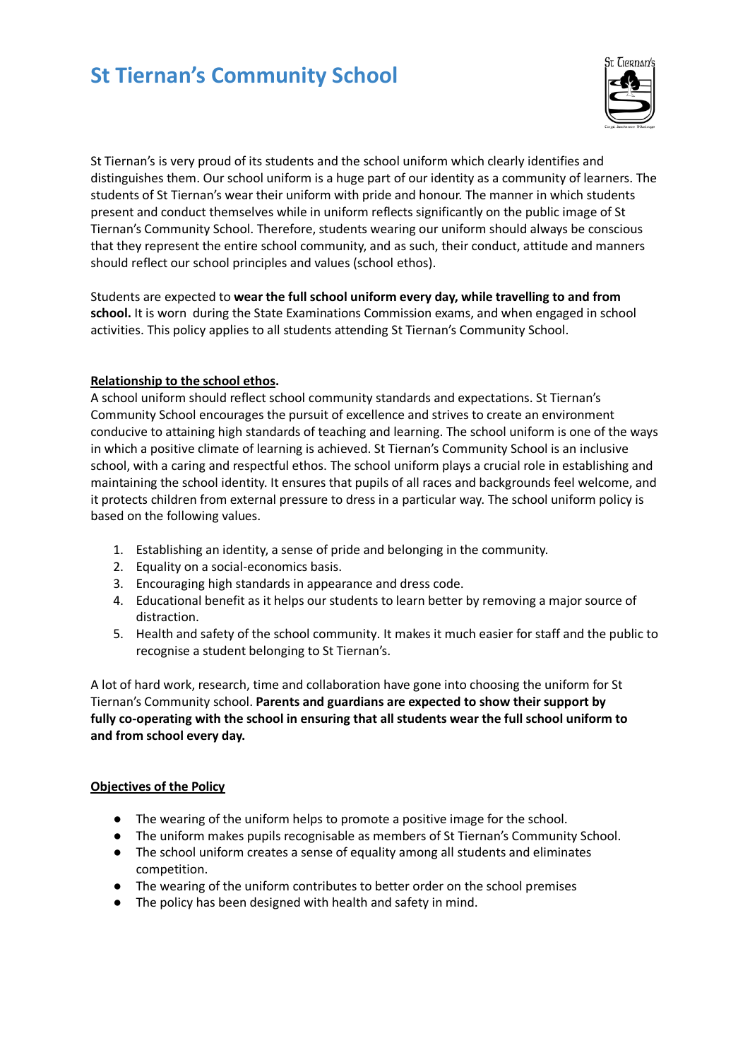# St Tiernan's Community School

St Tiernan's is very proud of its students and the school uniform which clearly identifies and distinguishes them. Our school uniform is a huge part of our identity as a community of learners. The students of St Tiernan's wear their uniform with pride and honour. The manner in which students present and conduct themselves while in uniform reflects significantly on the public image of St Tiernan's Community School. Therefore, students wearing our uniform should always be conscious that they represent the entire school community, and as such, their conduct, attitude and manners should reflect our school principles and values (school ethos).

Students are expected to **wear the full school uniform every day, while travelling to and from school.** It is worn during the State Examinations Commission exams, and when engaged in school activities. This policy applies to all students attending St Tiernan's Community School.

## Relationship to the school ethos.

A school uniform should reflect school community standards and expectations. St Tiernan's Community School encourages the pursuit of excellence and strives to create an environment conducive to attaining high standards of teaching and learning. The school uniform is one of the ways in which a positive climate of learning is achieved. St Tiernan's Community School is an inclusive school, with a caring and respectful ethos. The school uniform plays a crucial role in establishing and maintaining the school identity. It ensures that pupils of all races and backgrounds feel welcome, and it protects children from external pressure to dress in a particular way. The school uniform policy is based on the following values.

1. Establishing an identity, a sense of pride and belonging in the community.
2. Equality on a social-economics basis.
3. Encouraging high standards in appearance and dress code.
4. Educational benefit as it helps our students to learn better by removing a major source of distraction.
5. Health and safety of the school community. It makes it much easier for staff and the public to recognise a student belonging to St Tiernan's.

A lot of hard work, research, time and collaboration have gone into choosing the uniform for St Tiernan's Community school. **Parents and guardians are expected to show their support by fully co-operating with the school in ensuring that all students wear the full school uniform to and from school every day.**

## Objectives of the Policy

- The wearing of the uniform helps to promote a positive image for the school.
- The uniform makes pupils recognisable as members of St Tiernan's Community School.
- The school uniform creates a sense of equality among all students and eliminates competition.
- The wearing of the uniform contributes to better order on the school premises
- The policy has been designed with health and safety in mind.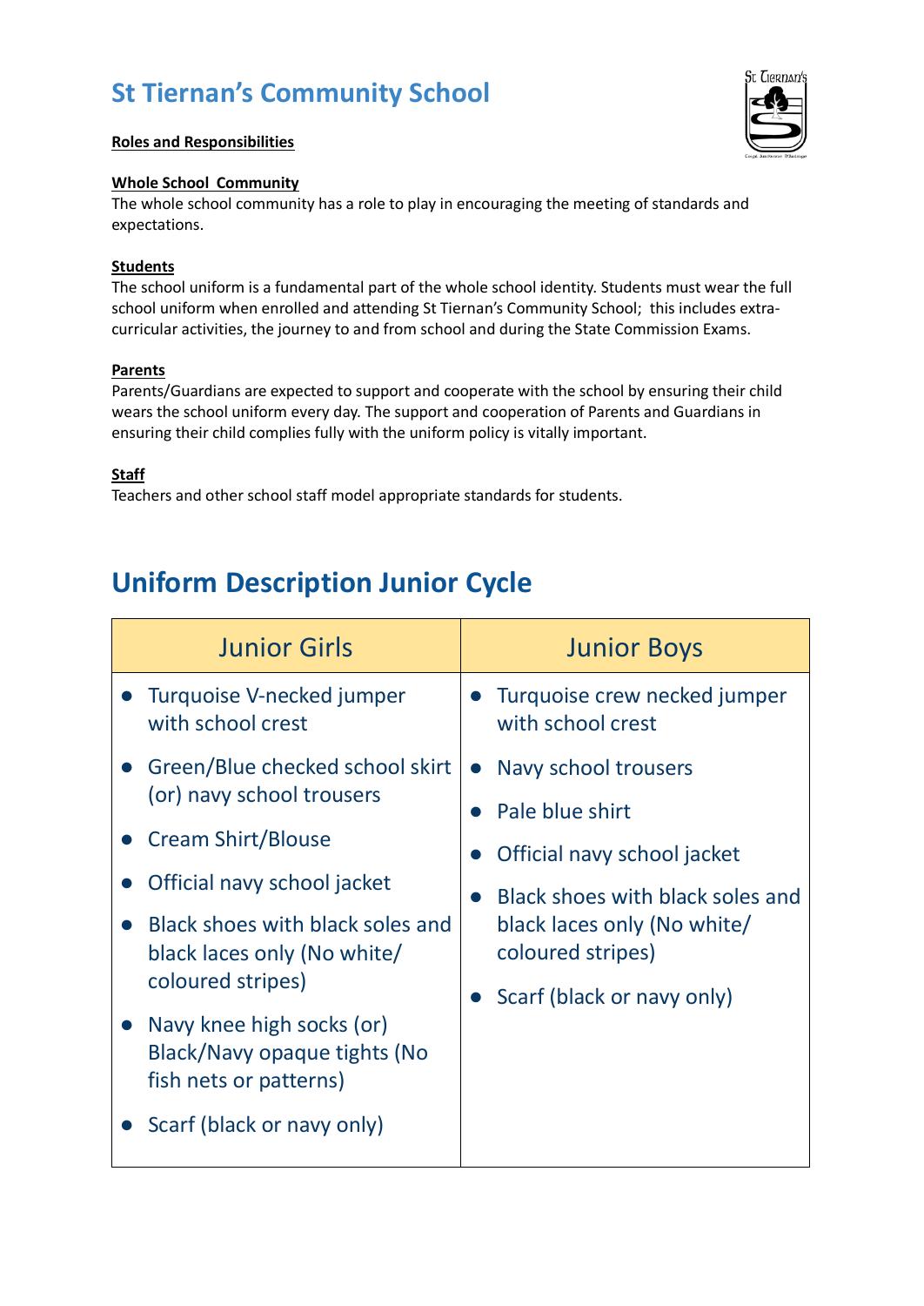# St Tiernan's Community School

**Roles and Responsibilities**

**Whole School Community**

The whole school community has a role to play in encouraging the meeting of standards and expectations.

**Students**

The school uniform is a fundamental part of the whole school identity. Students must wear the full school uniform when enrolled and attending St Tiernan's Community School; this includes extra-curricular activities, the journey to and from school and during the State Commission Exams.

**Parents**

Parents/Guardians are expected to support and cooperate with the school by ensuring their child wears the school uniform every day. The support and cooperation of Parents and Guardians in ensuring their child complies fully with the uniform policy is vitally important.

**Staff**

Teachers and other school staff model appropriate standards for students.

## Uniform Description Junior Cycle

| Junior Girls | Junior Boys |
|---|---|
| • Turquoise V-necked jumper with school crest<br>• Green/Blue checked school skirt (or) navy school trousers<br>• Cream Shirt/Blouse<br>• Official navy school jacket<br>• Black shoes with black soles and black laces only (No white/ coloured stripes)<br>• Navy knee high socks (or) Black/Navy opaque tights (No fish nets or patterns)<br>• Scarf (black or navy only) | • Turquoise crew necked jumper with school crest<br>• Navy school trousers<br>• Pale blue shirt<br>• Official navy school jacket<br>• Black shoes with black soles and black laces only (No white/ coloured stripes)<br>• Scarf (black or navy only) |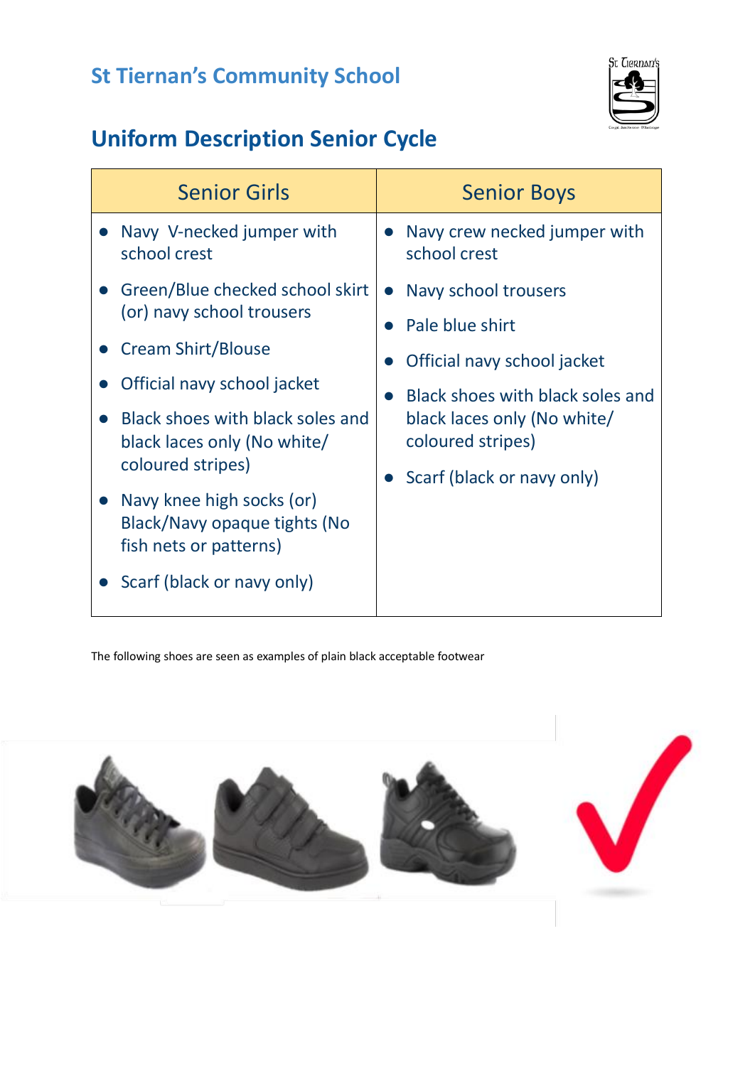# St Tiernan's Community School

## Uniform Description Senior Cycle

| Senior Girls | Senior Boys |
| --- | --- |
| • Navy V-necked jumper with school crest<br>• Green/Blue checked school skirt (or) navy school trousers<br>• Cream Shirt/Blouse<br>• Official navy school jacket<br>• Black shoes with black soles and black laces only (No white/ coloured stripes)<br>• Navy knee high socks (or) Black/Navy opaque tights (No fish nets or patterns)<br>• Scarf (black or navy only) | • Navy crew necked jumper with school crest<br>• Navy school trousers<br>• Pale blue shirt<br>• Official navy school jacket<br>• Black shoes with black soles and black laces only (No white/ coloured stripes)<br>• Scarf (black or navy only) |

The following shoes are seen as examples of plain black acceptable footwear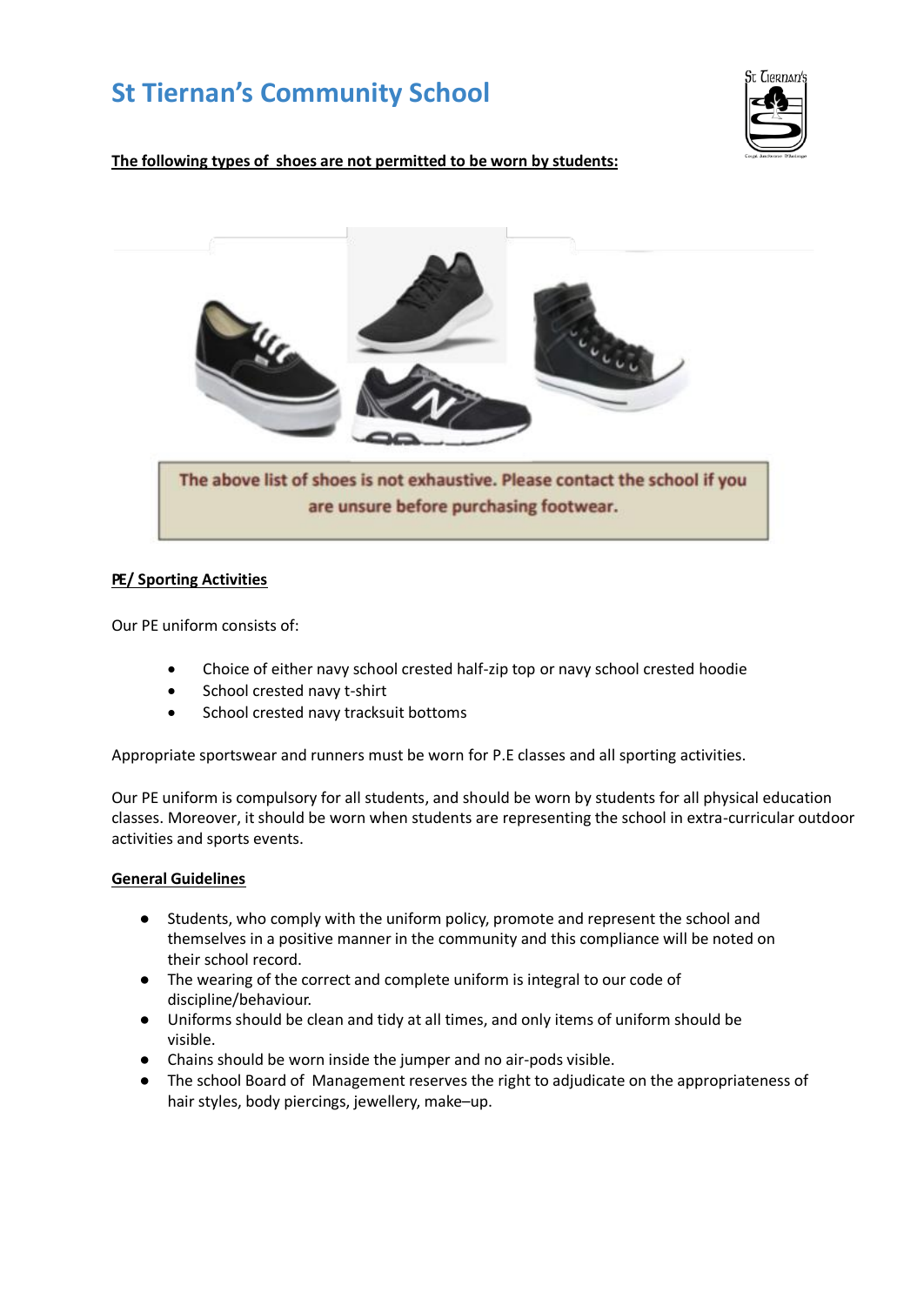# St Tiernan's Community School

**The following types of shoes are not permitted to be worn by students:**

The above list of shoes is not exhaustive. Please contact the school if you are unsure before purchasing footwear.

**PE/ Sporting Activities**

Our PE uniform consists of:

- Choice of either navy school crested half-zip top or navy school crested hoodie
- School crested navy t-shirt
- School crested navy tracksuit bottoms

Appropriate sportswear and runners must be worn for P.E classes and all sporting activities.

Our PE uniform is compulsory for all students, and should be worn by students for all physical education classes. Moreover, it should be worn when students are representing the school in extra-curricular outdoor activities and sports events.

**General Guidelines**

- Students, who comply with the uniform policy, promote and represent the school and themselves in a positive manner in the community and this compliance will be noted on their school record.
- The wearing of the correct and complete uniform is integral to our code of discipline/behaviour.
- Uniforms should be clean and tidy at all times, and only items of uniform should be visible.
- Chains should be worn inside the jumper and no air-pods visible.
- The school Board of Management reserves the right to adjudicate on the appropriateness of hair styles, body piercings, jewellery, make–up.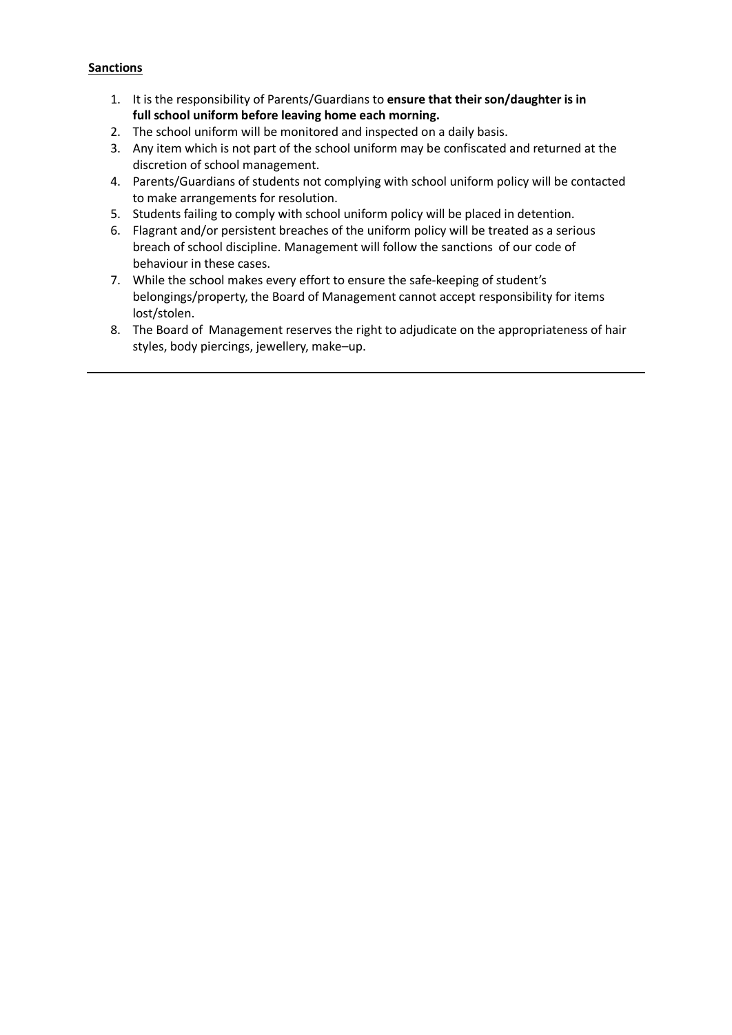**Sanctions**

1. It is the responsibility of Parents/Guardians to **ensure that their son/daughter is in full school uniform before leaving home each morning.**
2. The school uniform will be monitored and inspected on a daily basis.
3. Any item which is not part of the school uniform may be confiscated and returned at the discretion of school management.
4. Parents/Guardians of students not complying with school uniform policy will be contacted to make arrangements for resolution.
5. Students failing to comply with school uniform policy will be placed in detention.
6. Flagrant and/or persistent breaches of the uniform policy will be treated as a serious breach of school discipline. Management will follow the sanctions of our code of behaviour in these cases.
7. While the school makes every effort to ensure the safe-keeping of student's belongings/property, the Board of Management cannot accept responsibility for items lost/stolen.
8. The Board of Management reserves the right to adjudicate on the appropriateness of hair styles, body piercings, jewellery, make–up.

---